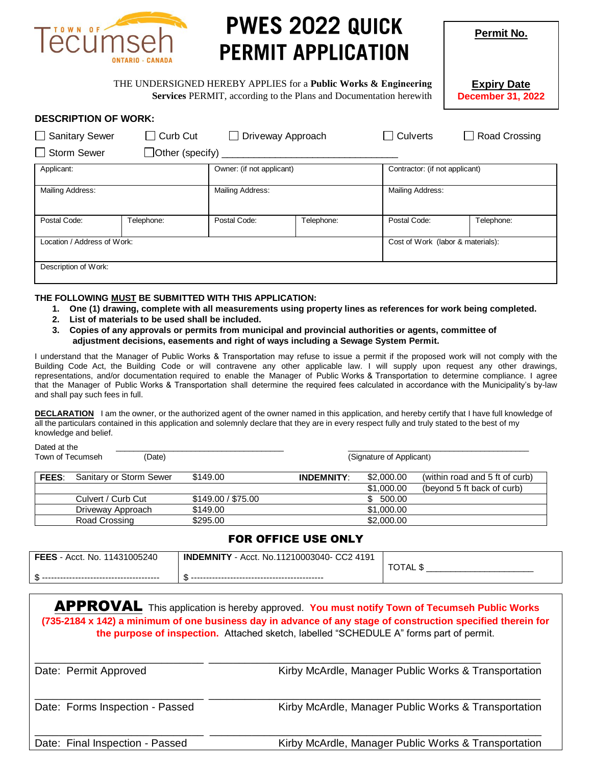Town of Tecumseh ONTARIO · CANADA

# PWES 2022 QUICK PERMIT APPLICATION

| **Permit No.** |
|---|
| |
| **Expiry Date** |
| **December 31, 2022** |

THE UNDERSIGNED HEREBY APPLIES for a **Public Works & Engineering Services** PERMIT, according to the Plans and Documentation herewith

**DESCRIPTION OF WORK:**

☐ Sanitary Sewer ☐ Curb Cut ☐ Driveway Approach ☐ Culverts ☐ Road Crossing

☐ Storm Sewer ☐ Other (specify) ________________________________

| Applicant: | | Owner: (if not applicant) | | Contractor: (if not applicant) | |
|---|---|---|---|---|---|
| Mailing Address: | | Mailing Address: | | Mailing Address: | |
| Postal Code: | Telephone: | Postal Code: | Telephone: | Postal Code: | Telephone: |
| Location / Address of Work: | | | | Cost of Work (labor & materials): | |
| Description of Work: | | | | | |

**THE FOLLOWING MUST BE SUBMITTED WITH THIS APPLICATION:**

1. **One (1) drawing, complete with all measurements using property lines as references for work being completed.**
2. **List of materials to be used shall be included.**
3. **Copies of any approvals or permits from municipal and provincial authorities or agents, committee of adjustment decisions, easements and right of ways including a Sewage System Permit.**

I understand that the Manager of Public Works & Transportation may refuse to issue a permit if the proposed work will not comply with the Building Code Act, the Building Code or will contravene any other applicable law. I will supply upon request any other drawings, representations, and/or documentation required to enable the Manager of Public Works & Transportation to determine compliance. I agree that the Manager of Public Works & Transportation shall determine the required fees calculated in accordance with the Municipality's by-law and shall pay such fees in full.

**DECLARATION** I am the owner, or the authorized agent of the owner named in this application, and hereby certify that I have full knowledge of all the particulars contained in this application and solemnly declare that they are in every respect fully and truly stated to the best of my knowledge and belief.

Dated at the Town of Tecumseh ________________________ (Date)    ________________________ (Signature of Applicant)

| **FEES**: | Sanitary or Storm Sewer | $149.00 | **INDEMNITY**: | $2,000.00 | (within road and 5 ft of curb) |
|---|---|---|---|---|---|
| | | | | $1,000.00 | (beyond 5 ft back of curb) |
| | Culvert / Curb Cut | $149.00 / $75.00 | | $ 500.00 | |
| | Driveway Approach | $149.00 | | $1,000.00 | |
| | Road Crossing | $295.00 | | $2,000.00 | |

## FOR OFFICE USE ONLY

| **FEES** - Acct. No. 11431005240 | **INDEMNITY** - Acct. No.11210003040- CC2 4191 | TOTAL $ ____________________ |
|---|---|---|
| $ ---------------------------------------- | $ -------------------------------------------- | |

**APPROVAL** This application is hereby approved. **You must notify Town of Tecumseh Public Works (735-2184 x 142) a minimum of one business day in advance of any stage of construction specified therein for the purpose of inspection.** Attached sketch, labelled "SCHEDULE A" forms part of permit.

________________________ ________________________________________

Date: Permit Approved    Kirby McArdle, Manager Public Works & Transportation

________________________ ________________________________________

Date: Forms Inspection - Passed    Kirby McArdle, Manager Public Works & Transportation

________________________ ________________________________________

Date: Final Inspection - Passed    Kirby McArdle, Manager Public Works & Transportation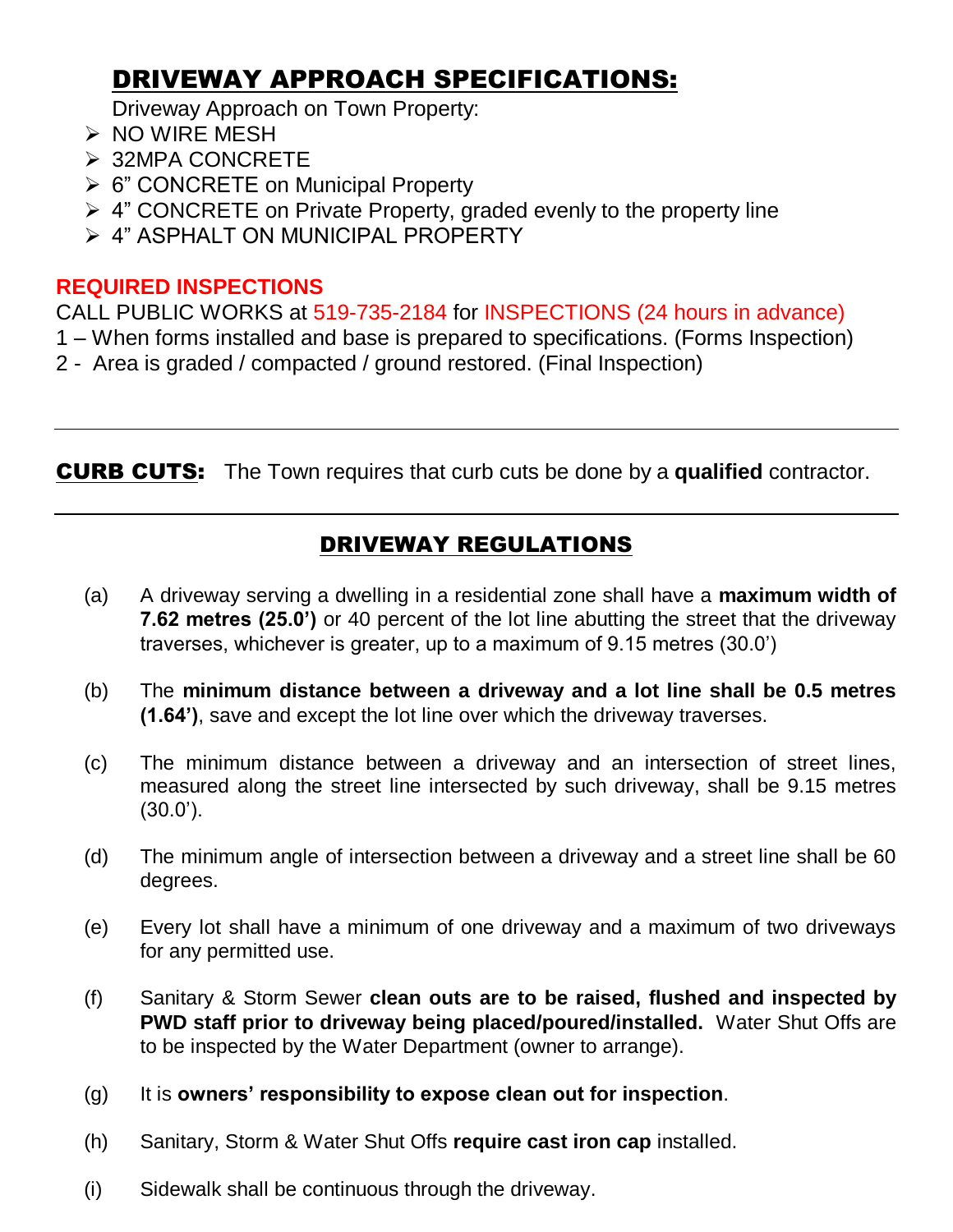## DRIVEWAY APPROACH SPECIFICATIONS:

Driveway Approach on Town Property:

- NO WIRE MESH
- 32MPA CONCRETE
- 6" CONCRETE on Municipal Property
- 4" CONCRETE on Private Property, graded evenly to the property line
- 4" ASPHALT ON MUNICIPAL PROPERTY

**REQUIRED INSPECTIONS**

CALL PUBLIC WORKS at 519-735-2184 for INSPECTIONS (24 hours in advance)

1 – When forms installed and base is prepared to specifications. (Forms Inspection)

2 - Area is graded / compacted / ground restored. (Final Inspection)

---

**CURB CUTS:** The Town requires that curb cuts be done by a **qualified** contractor.

---

## DRIVEWAY REGULATIONS

(a) A driveway serving a dwelling in a residential zone shall have a **maximum width of 7.62 metres (25.0')** or 40 percent of the lot line abutting the street that the driveway traverses, whichever is greater, up to a maximum of 9.15 metres (30.0')

(b) The **minimum distance between a driveway and a lot line shall be 0.5 metres (1.64')**, save and except the lot line over which the driveway traverses.

(c) The minimum distance between a driveway and an intersection of street lines, measured along the street line intersected by such driveway, shall be 9.15 metres (30.0').

(d) The minimum angle of intersection between a driveway and a street line shall be 60 degrees.

(e) Every lot shall have a minimum of one driveway and a maximum of two driveways for any permitted use.

(f) Sanitary & Storm Sewer **clean outs are to be raised, flushed and inspected by PWD staff prior to driveway being placed/poured/installed.** Water Shut Offs are to be inspected by the Water Department (owner to arrange).

(g) It is **owners' responsibility to expose clean out for inspection**.

(h) Sanitary, Storm & Water Shut Offs **require cast iron cap** installed.

(i) Sidewalk shall be continuous through the driveway.